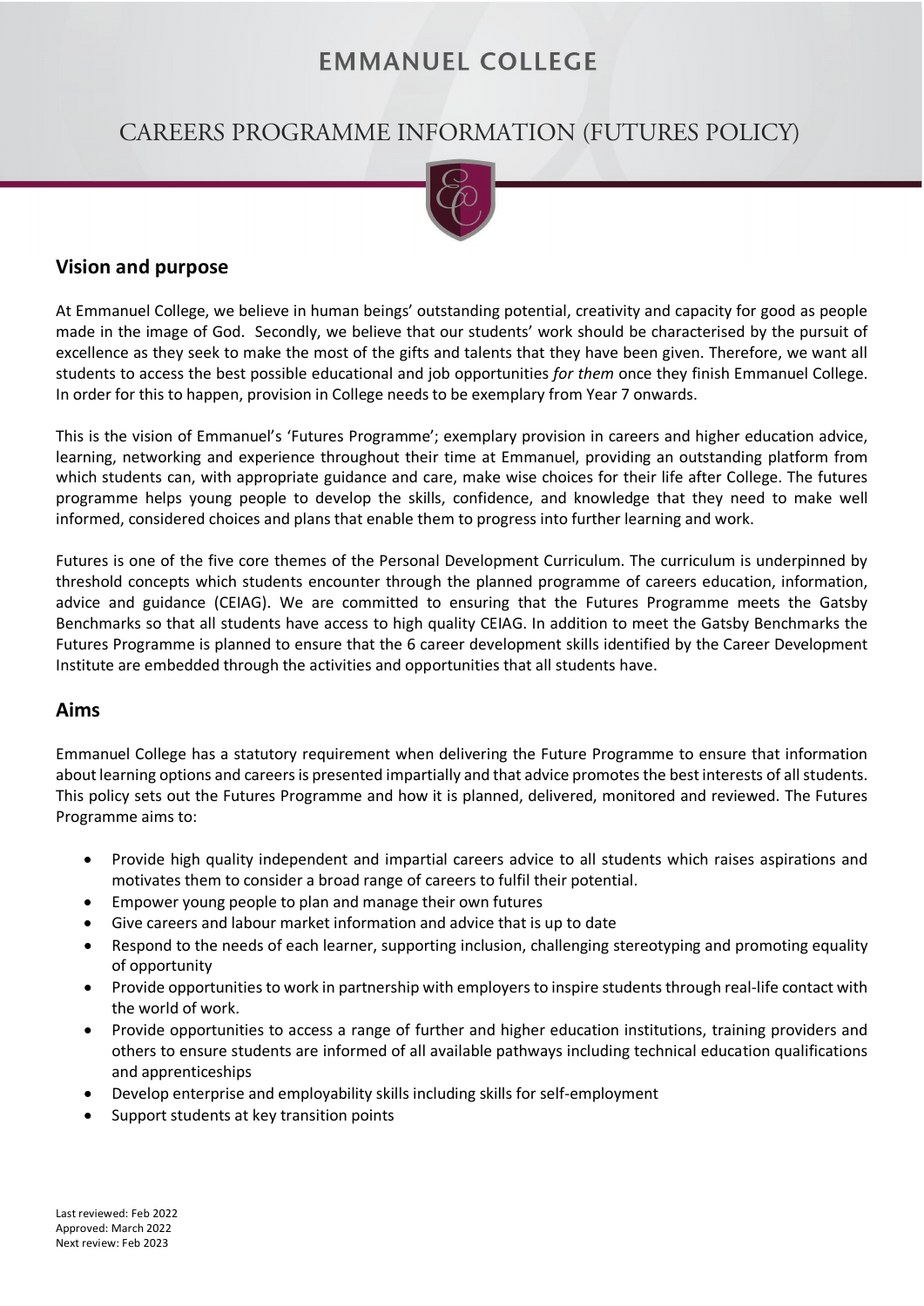# EMMANUEL COLLEGE

# CAREERS PROGRAMME INFORMATION (FUTURES POLICY)

## Vision and purpose

At Emmanuel College, we believe in human beings' outstanding potential, creativity and capacity for good as people made in the image of God. Secondly, we believe that our students' work should be characterised by the pursuit of excellence as they seek to make the most of the gifts and talents that they have been given. Therefore, we want all students to access the best possible educational and job opportunities *for them* once they finish Emmanuel College. In order for this to happen, provision in College needs to be exemplary from Year 7 onwards.

This is the vision of Emmanuel's 'Futures Programme'; exemplary provision in careers and higher education advice, learning, networking and experience throughout their time at Emmanuel, providing an outstanding platform from which students can, with appropriate guidance and care, make wise choices for their life after College. The futures programme helps young people to develop the skills, confidence, and knowledge that they need to make well informed, considered choices and plans that enable them to progress into further learning and work.

Futures is one of the five core themes of the Personal Development Curriculum. The curriculum is underpinned by threshold concepts which students encounter through the planned programme of careers education, information, advice and guidance (CEIAG). We are committed to ensuring that the Futures Programme meets the Gatsby Benchmarks so that all students have access to high quality CEIAG. In addition to meet the Gatsby Benchmarks the Futures Programme is planned to ensure that the 6 career development skills identified by the Career Development Institute are embedded through the activities and opportunities that all students have.

## Aims

Emmanuel College has a statutory requirement when delivering the Future Programme to ensure that information about learning options and careers is presented impartially and that advice promotes the best interests of all students. This policy sets out the Futures Programme and how it is planned, delivered, monitored and reviewed. The Futures Programme aims to:

- Provide high quality independent and impartial careers advice to all students which raises aspirations and motivates them to consider a broad range of careers to fulfil their potential.
- Empower young people to plan and manage their own futures
- Give careers and labour market information and advice that is up to date
- Respond to the needs of each learner, supporting inclusion, challenging stereotyping and promoting equality of opportunity
- Provide opportunities to work in partnership with employers to inspire students through real-life contact with the world of work.
- Provide opportunities to access a range of further and higher education institutions, training providers and others to ensure students are informed of all available pathways including technical education qualifications and apprenticeships
- Develop enterprise and employability skills including skills for self-employment
- Support students at key transition points

Last reviewed: Feb 2022
Approved: March 2022
Next review: Feb 2023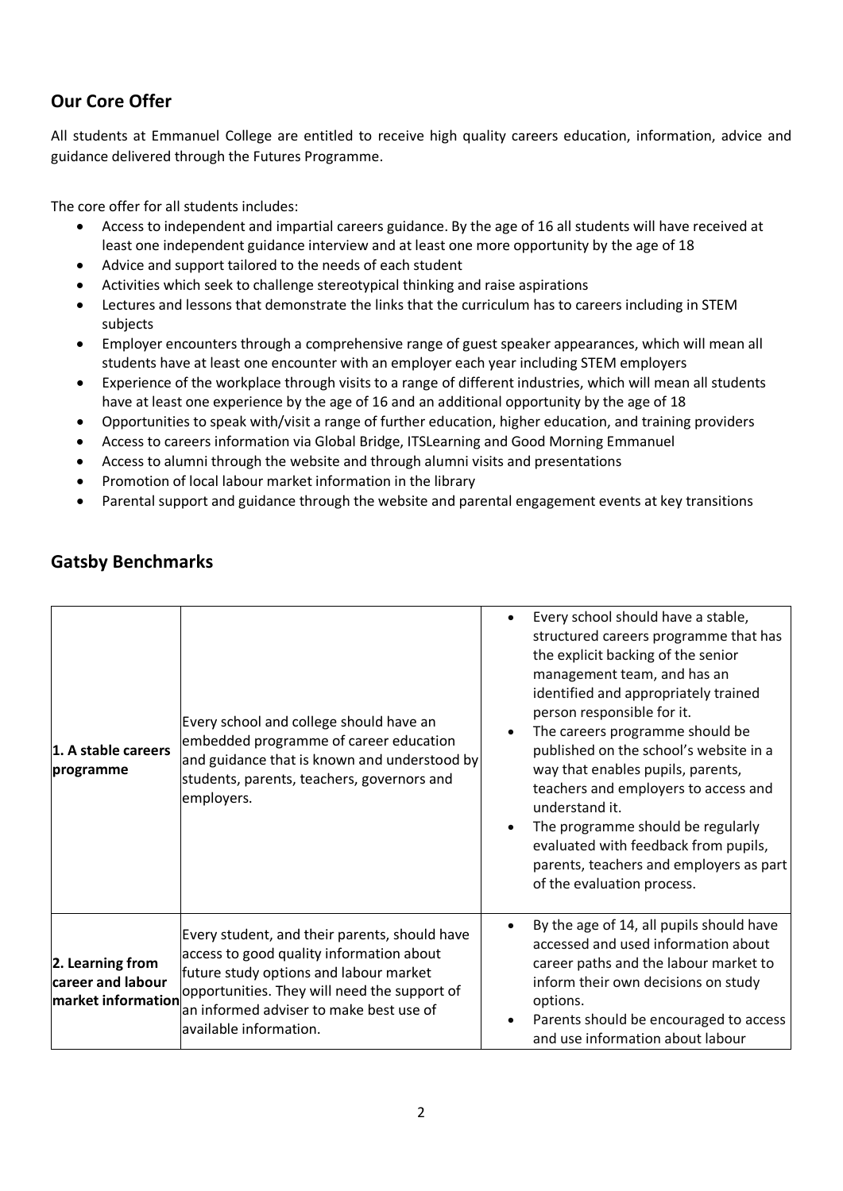## Our Core Offer

All students at Emmanuel College are entitled to receive high quality careers education, information, advice and guidance delivered through the Futures Programme.

The core offer for all students includes:

- Access to independent and impartial careers guidance. By the age of 16 all students will have received at least one independent guidance interview and at least one more opportunity by the age of 18
- Advice and support tailored to the needs of each student
- Activities which seek to challenge stereotypical thinking and raise aspirations
- Lectures and lessons that demonstrate the links that the curriculum has to careers including in STEM subjects
- Employer encounters through a comprehensive range of guest speaker appearances, which will mean all students have at least one encounter with an employer each year including STEM employers
- Experience of the workplace through visits to a range of different industries, which will mean all students have at least one experience by the age of 16 and an additional opportunity by the age of 18
- Opportunities to speak with/visit a range of further education, higher education, and training providers
- Access to careers information via Global Bridge, ITSLearning and Good Morning Emmanuel
- Access to alumni through the website and through alumni visits and presentations
- Promotion of local labour market information in the library
- Parental support and guidance through the website and parental engagement events at key transitions

## Gatsby Benchmarks

| | | |
|---|---|---|
| **1. A stable careers programme** | Every school and college should have an embedded programme of career education and guidance that is known and understood by students, parents, teachers, governors and employers. | • Every school should have a stable, structured careers programme that has the explicit backing of the senior management team, and has an identified and appropriately trained person responsible for it.<br>• The careers programme should be published on the school's website in a way that enables pupils, parents, teachers and employers to access and understand it.<br>• The programme should be regularly evaluated with feedback from pupils, parents, teachers and employers as part of the evaluation process. |
| **2. Learning from career and labour market information** | Every student, and their parents, should have access to good quality information about future study options and labour market opportunities. They will need the support of an informed adviser to make best use of available information. | • By the age of 14, all pupils should have accessed and used information about career paths and the labour market to inform their own decisions on study options.<br>• Parents should be encouraged to access and use information about labour |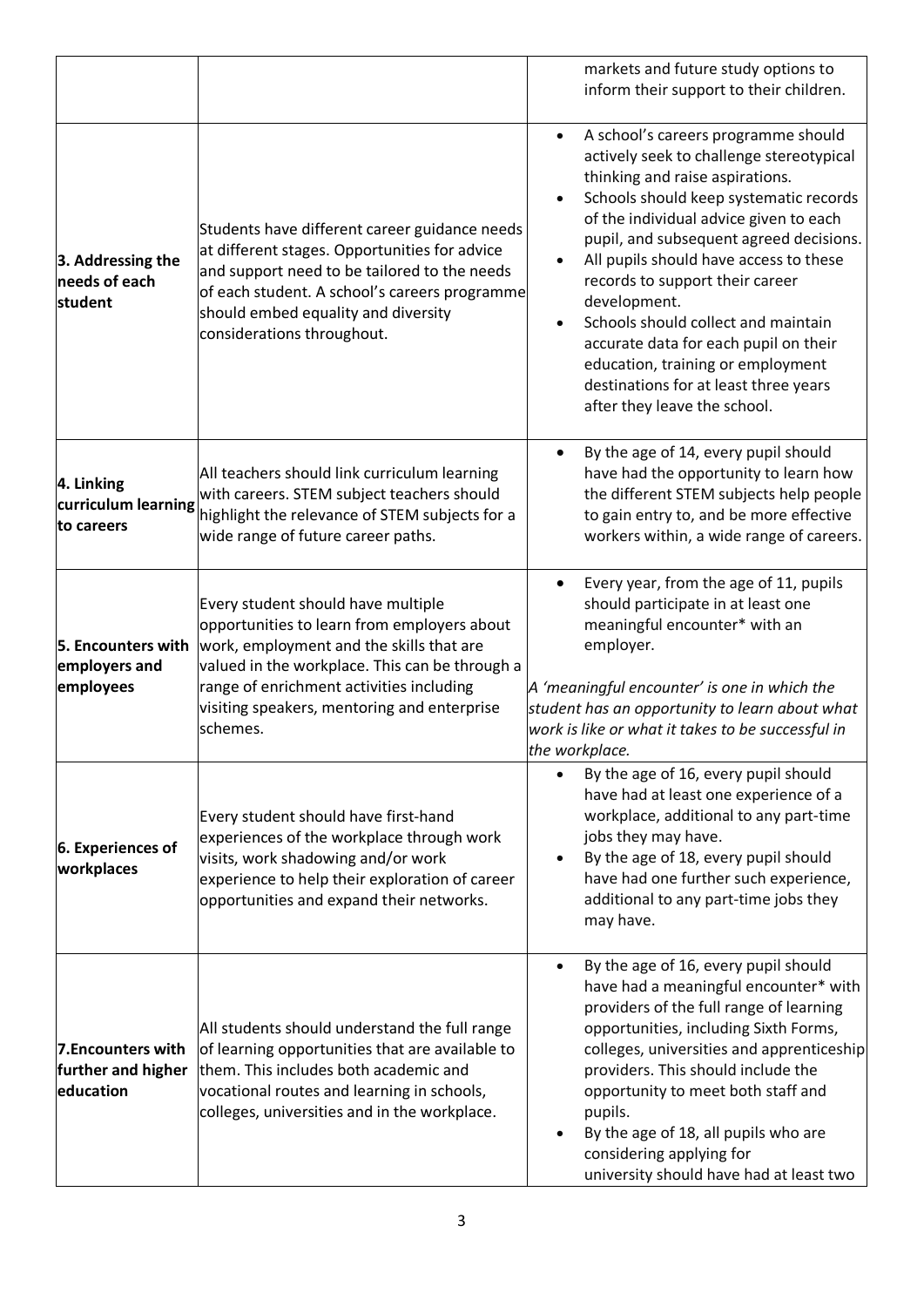| | | |
|---|---|---|
| | | markets and future study options to inform their support to their children. |
| **3. Addressing the needs of each student** | Students have different career guidance needs at different stages. Opportunities for advice and support need to be tailored to the needs of each student. A school's careers programme should embed equality and diversity considerations throughout. | • A school's careers programme should actively seek to challenge stereotypical thinking and raise aspirations.<br>• Schools should keep systematic records of the individual advice given to each pupil, and subsequent agreed decisions.<br>• All pupils should have access to these records to support their career development.<br>• Schools should collect and maintain accurate data for each pupil on their education, training or employment destinations for at least three years after they leave the school. |
| **4. Linking curriculum learning to careers** | All teachers should link curriculum learning with careers. STEM subject teachers should highlight the relevance of STEM subjects for a wide range of future career paths. | • By the age of 14, every pupil should have had the opportunity to learn how the different STEM subjects help people to gain entry to, and be more effective workers within, a wide range of careers. |
| **5. Encounters with employers and employees** | Every student should have multiple opportunities to learn from employers about work, employment and the skills that are valued in the workplace. This can be through a range of enrichment activities including visiting speakers, mentoring and enterprise schemes. | • Every year, from the age of 11, pupils should participate in at least one meaningful encounter* with an employer.<br><br>*A 'meaningful encounter' is one in which the student has an opportunity to learn about what work is like or what it takes to be successful in the workplace.* |
| **6. Experiences of workplaces** | Every student should have first-hand experiences of the workplace through work visits, work shadowing and/or work experience to help their exploration of career opportunities and expand their networks. | • By the age of 16, every pupil should have had at least one experience of a workplace, additional to any part-time jobs they may have.<br>• By the age of 18, every pupil should have had one further such experience, additional to any part-time jobs they may have. |
| **7.Encounters with further and higher education** | All students should understand the full range of learning opportunities that are available to them. This includes both academic and vocational routes and learning in schools, colleges, universities and in the workplace. | • By the age of 16, every pupil should have had a meaningful encounter* with providers of the full range of learning opportunities, including Sixth Forms, colleges, universities and apprenticeship providers. This should include the opportunity to meet both staff and pupils.<br>• By the age of 18, all pupils who are considering applying for university should have had at least two |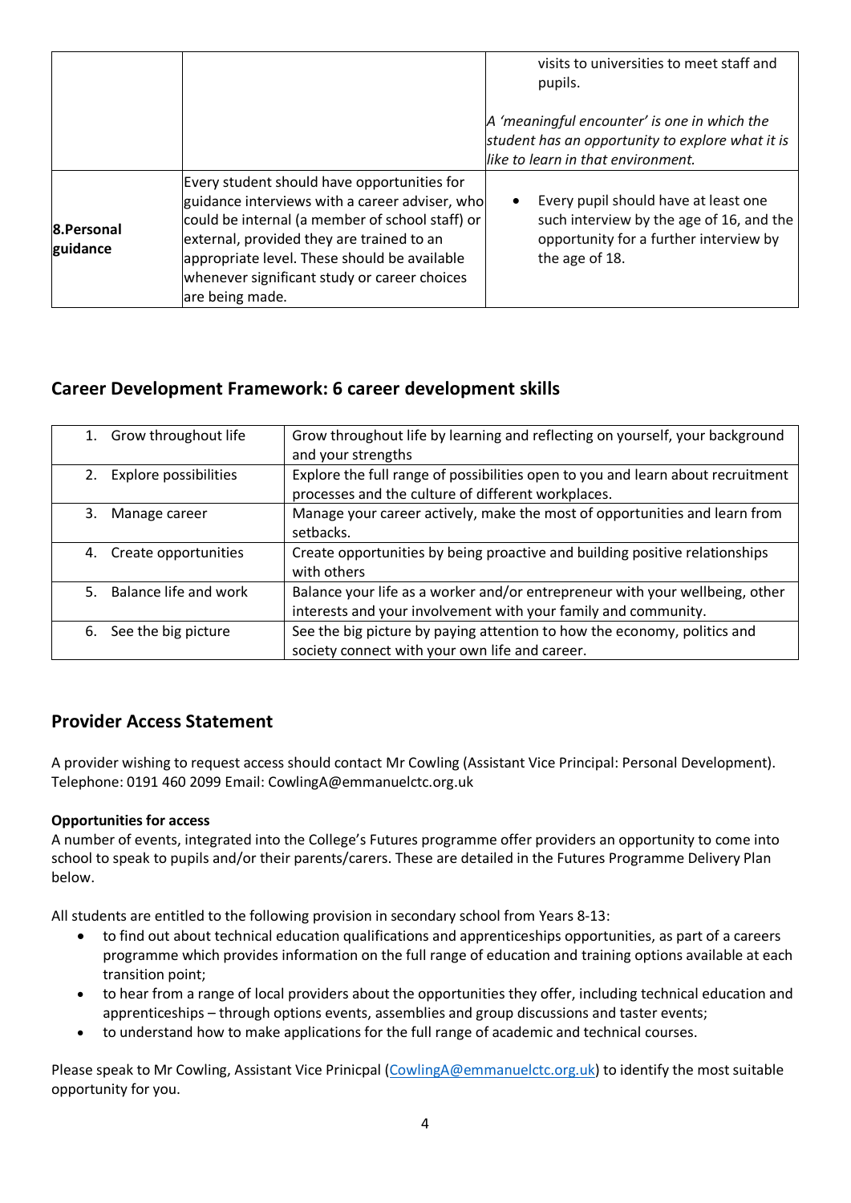| | | visits to universities to meet staff and pupils.<br><br>*A 'meaningful encounter' is one in which the student has an opportunity to explore what it is like to learn in that environment.* |
|---|---|---|
| **8.Personal guidance** | Every student should have opportunities for guidance interviews with a career adviser, who could be internal (a member of school staff) or external, provided they are trained to an appropriate level. These should be available whenever significant study or career choices are being made. | • Every pupil should have at least one such interview by the age of 16, and the opportunity for a further interview by the age of 18. |

## Career Development Framework: 6 career development skills

| | |
|---|---|
| 1. Grow throughout life | Grow throughout life by learning and reflecting on yourself, your background and your strengths |
| 2. Explore possibilities | Explore the full range of possibilities open to you and learn about recruitment processes and the culture of different workplaces. |
| 3. Manage career | Manage your career actively, make the most of opportunities and learn from setbacks. |
| 4. Create opportunities | Create opportunities by being proactive and building positive relationships with others |
| 5. Balance life and work | Balance your life as a worker and/or entrepreneur with your wellbeing, other interests and your involvement with your family and community. |
| 6. See the big picture | See the big picture by paying attention to how the economy, politics and society connect with your own life and career. |

## Provider Access Statement

A provider wishing to request access should contact Mr Cowling (Assistant Vice Principal: Personal Development). Telephone: 0191 460 2099 Email: CowlingA@emmanuelctc.org.uk

**Opportunities for access**

A number of events, integrated into the College's Futures programme offer providers an opportunity to come into school to speak to pupils and/or their parents/carers. These are detailed in the Futures Programme Delivery Plan below.

All students are entitled to the following provision in secondary school from Years 8-13:

- to find out about technical education qualifications and apprenticeships opportunities, as part of a careers programme which provides information on the full range of education and training options available at each transition point;
- to hear from a range of local providers about the opportunities they offer, including technical education and apprenticeships – through options events, assemblies and group discussions and taster events;
- to understand how to make applications for the full range of academic and technical courses.

Please speak to Mr Cowling, Assistant Vice Prinicpal (CowlingA@emmanuelctc.org.uk) to identify the most suitable opportunity for you.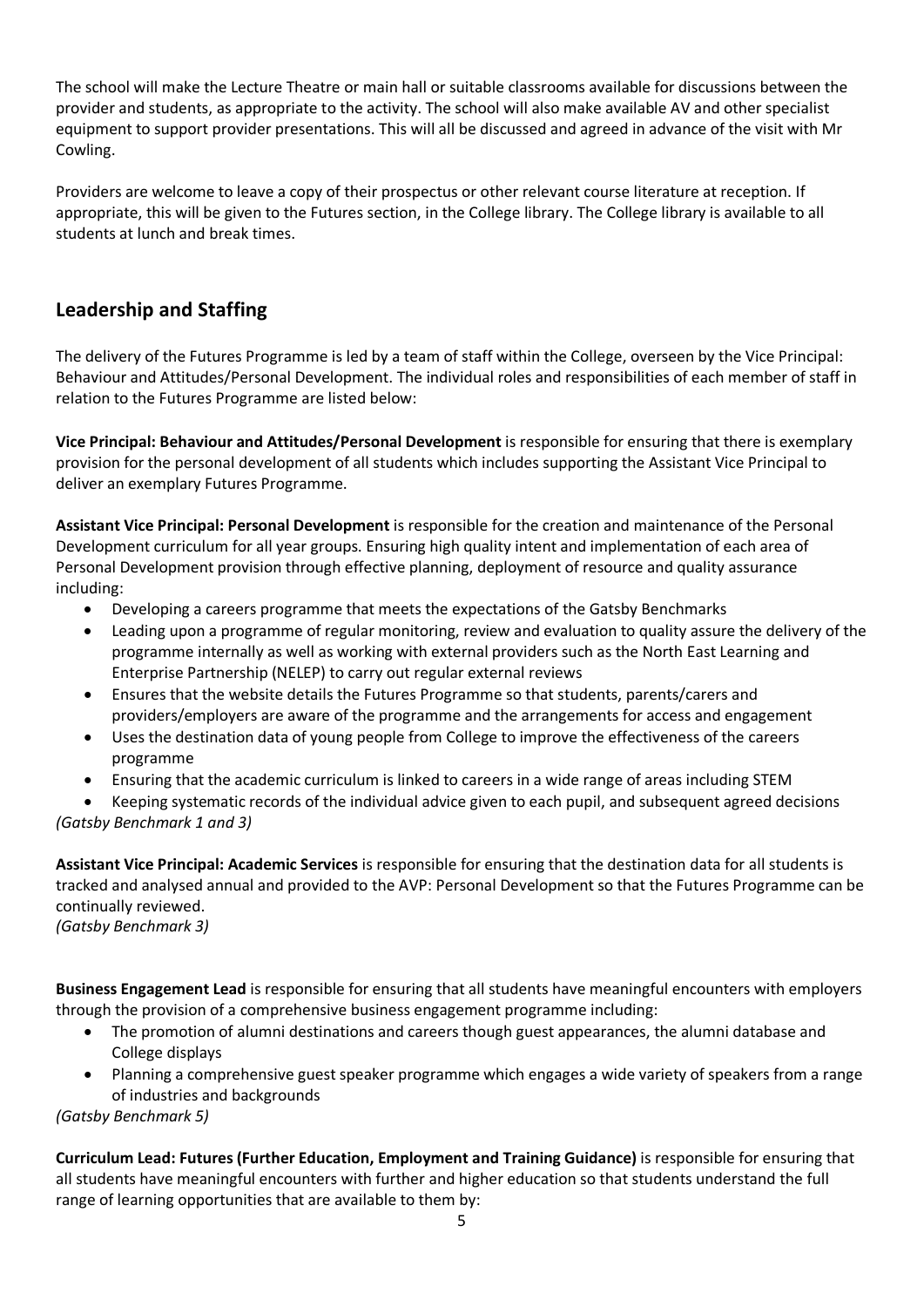The school will make the Lecture Theatre or main hall or suitable classrooms available for discussions between the provider and students, as appropriate to the activity. The school will also make available AV and other specialist equipment to support provider presentations. This will all be discussed and agreed in advance of the visit with Mr Cowling.

Providers are welcome to leave a copy of their prospectus or other relevant course literature at reception. If appropriate, this will be given to the Futures section, in the College library. The College library is available to all students at lunch and break times.

## Leadership and Staffing

The delivery of the Futures Programme is led by a team of staff within the College, overseen by the Vice Principal: Behaviour and Attitudes/Personal Development. The individual roles and responsibilities of each member of staff in relation to the Futures Programme are listed below:

**Vice Principal: Behaviour and Attitudes/Personal Development** is responsible for ensuring that there is exemplary provision for the personal development of all students which includes supporting the Assistant Vice Principal to deliver an exemplary Futures Programme.

**Assistant Vice Principal: Personal Development** is responsible for the creation and maintenance of the Personal Development curriculum for all year groups. Ensuring high quality intent and implementation of each area of Personal Development provision through effective planning, deployment of resource and quality assurance including:

- Developing a careers programme that meets the expectations of the Gatsby Benchmarks
- Leading upon a programme of regular monitoring, review and evaluation to quality assure the delivery of the programme internally as well as working with external providers such as the North East Learning and Enterprise Partnership (NELEP) to carry out regular external reviews
- Ensures that the website details the Futures Programme so that students, parents/carers and providers/employers are aware of the programme and the arrangements for access and engagement
- Uses the destination data of young people from College to improve the effectiveness of the careers programme
- Ensuring that the academic curriculum is linked to careers in a wide range of areas including STEM
- Keeping systematic records of the individual advice given to each pupil, and subsequent agreed decisions

*(Gatsby Benchmark 1 and 3)*

**Assistant Vice Principal: Academic Services** is responsible for ensuring that the destination data for all students is tracked and analysed annual and provided to the AVP: Personal Development so that the Futures Programme can be continually reviewed.
*(Gatsby Benchmark 3)*

**Business Engagement Lead** is responsible for ensuring that all students have meaningful encounters with employers through the provision of a comprehensive business engagement programme including:

- The promotion of alumni destinations and careers though guest appearances, the alumni database and College displays
- Planning a comprehensive guest speaker programme which engages a wide variety of speakers from a range of industries and backgrounds

*(Gatsby Benchmark 5)*

**Curriculum Lead: Futures (Further Education, Employment and Training Guidance)** is responsible for ensuring that all students have meaningful encounters with further and higher education so that students understand the full range of learning opportunities that are available to them by: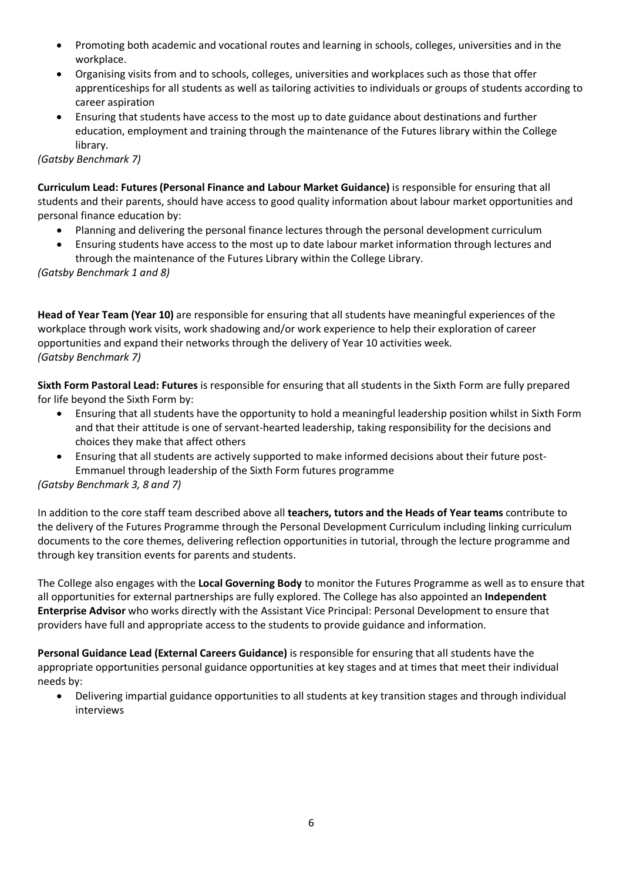- Promoting both academic and vocational routes and learning in schools, colleges, universities and in the workplace.
- Organising visits from and to schools, colleges, universities and workplaces such as those that offer apprenticeships for all students as well as tailoring activities to individuals or groups of students according to career aspiration
- Ensuring that students have access to the most up to date guidance about destinations and further education, employment and training through the maintenance of the Futures library within the College library.

*(Gatsby Benchmark 7)*

**Curriculum Lead: Futures (Personal Finance and Labour Market Guidance)** is responsible for ensuring that all students and their parents, should have access to good quality information about labour market opportunities and personal finance education by:

- Planning and delivering the personal finance lectures through the personal development curriculum
- Ensuring students have access to the most up to date labour market information through lectures and through the maintenance of the Futures Library within the College Library.

*(Gatsby Benchmark 1 and 8)*

**Head of Year Team (Year 10)** are responsible for ensuring that all students have meaningful experiences of the workplace through work visits, work shadowing and/or work experience to help their exploration of career opportunities and expand their networks through the delivery of Year 10 activities week.
*(Gatsby Benchmark 7)*

**Sixth Form Pastoral Lead: Futures** is responsible for ensuring that all students in the Sixth Form are fully prepared for life beyond the Sixth Form by:

- Ensuring that all students have the opportunity to hold a meaningful leadership position whilst in Sixth Form and that their attitude is one of servant-hearted leadership, taking responsibility for the decisions and choices they make that affect others
- Ensuring that all students are actively supported to make informed decisions about their future post-Emmanuel through leadership of the Sixth Form futures programme

*(Gatsby Benchmark 3, 8 and 7)*

In addition to the core staff team described above all **teachers, tutors and the Heads of Year teams** contribute to the delivery of the Futures Programme through the Personal Development Curriculum including linking curriculum documents to the core themes, delivering reflection opportunities in tutorial, through the lecture programme and through key transition events for parents and students.

The College also engages with the **Local Governing Body** to monitor the Futures Programme as well as to ensure that all opportunities for external partnerships are fully explored. The College has also appointed an **Independent Enterprise Advisor** who works directly with the Assistant Vice Principal: Personal Development to ensure that providers have full and appropriate access to the students to provide guidance and information.

**Personal Guidance Lead (External Careers Guidance)** is responsible for ensuring that all students have the appropriate opportunities personal guidance opportunities at key stages and at times that meet their individual needs by:

- Delivering impartial guidance opportunities to all students at key transition stages and through individual interviews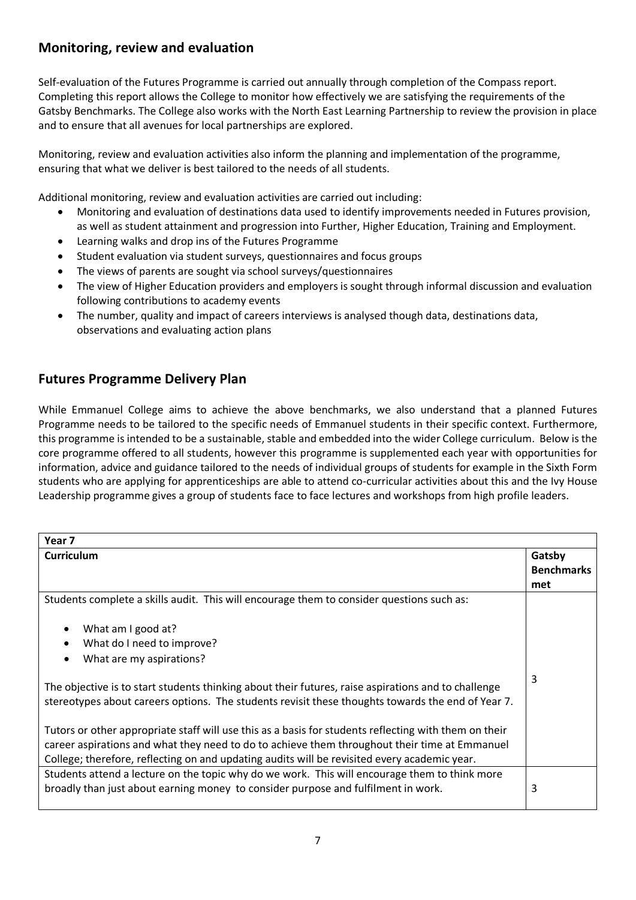## Monitoring, review and evaluation

Self-evaluation of the Futures Programme is carried out annually through completion of the Compass report. Completing this report allows the College to monitor how effectively we are satisfying the requirements of the Gatsby Benchmarks. The College also works with the North East Learning Partnership to review the provision in place and to ensure that all avenues for local partnerships are explored.

Monitoring, review and evaluation activities also inform the planning and implementation of the programme, ensuring that what we deliver is best tailored to the needs of all students.

Additional monitoring, review and evaluation activities are carried out including:

- Monitoring and evaluation of destinations data used to identify improvements needed in Futures provision, as well as student attainment and progression into Further, Higher Education, Training and Employment.
- Learning walks and drop ins of the Futures Programme
- Student evaluation via student surveys, questionnaires and focus groups
- The views of parents are sought via school surveys/questionnaires
- The view of Higher Education providers and employers is sought through informal discussion and evaluation following contributions to academy events
- The number, quality and impact of careers interviews is analysed though data, destinations data, observations and evaluating action plans

## Futures Programme Delivery Plan

While Emmanuel College aims to achieve the above benchmarks, we also understand that a planned Futures Programme needs to be tailored to the specific needs of Emmanuel students in their specific context. Furthermore, this programme is intended to be a sustainable, stable and embedded into the wider College curriculum. Below is the core programme offered to all students, however this programme is supplemented each year with opportunities for information, advice and guidance tailored to the needs of individual groups of students for example in the Sixth Form students who are applying for apprenticeships are able to attend co-curricular activities about this and the Ivy House Leadership programme gives a group of students face to face lectures and workshops from high profile leaders.

| **Year 7** | |
|---|---|
| **Curriculum** | **Gatsby Benchmarks met** |
| Students complete a skills audit. This will encourage them to consider questions such as:<br><br>• What am I good at?<br>• What do I need to improve?<br>• What are my aspirations?<br><br>The objective is to start students thinking about their futures, raise aspirations and to challenge stereotypes about careers options. The students revisit these thoughts towards the end of Year 7.<br><br>Tutors or other appropriate staff will use this as a basis for students reflecting with them on their career aspirations and what they need to do to achieve them throughout their time at Emmanuel College; therefore, reflecting on and updating audits will be revisited every academic year. | 3 |
| Students attend a lecture on the topic why do we work. This will encourage them to think more broadly than just about earning money to consider purpose and fulfilment in work. | 3 |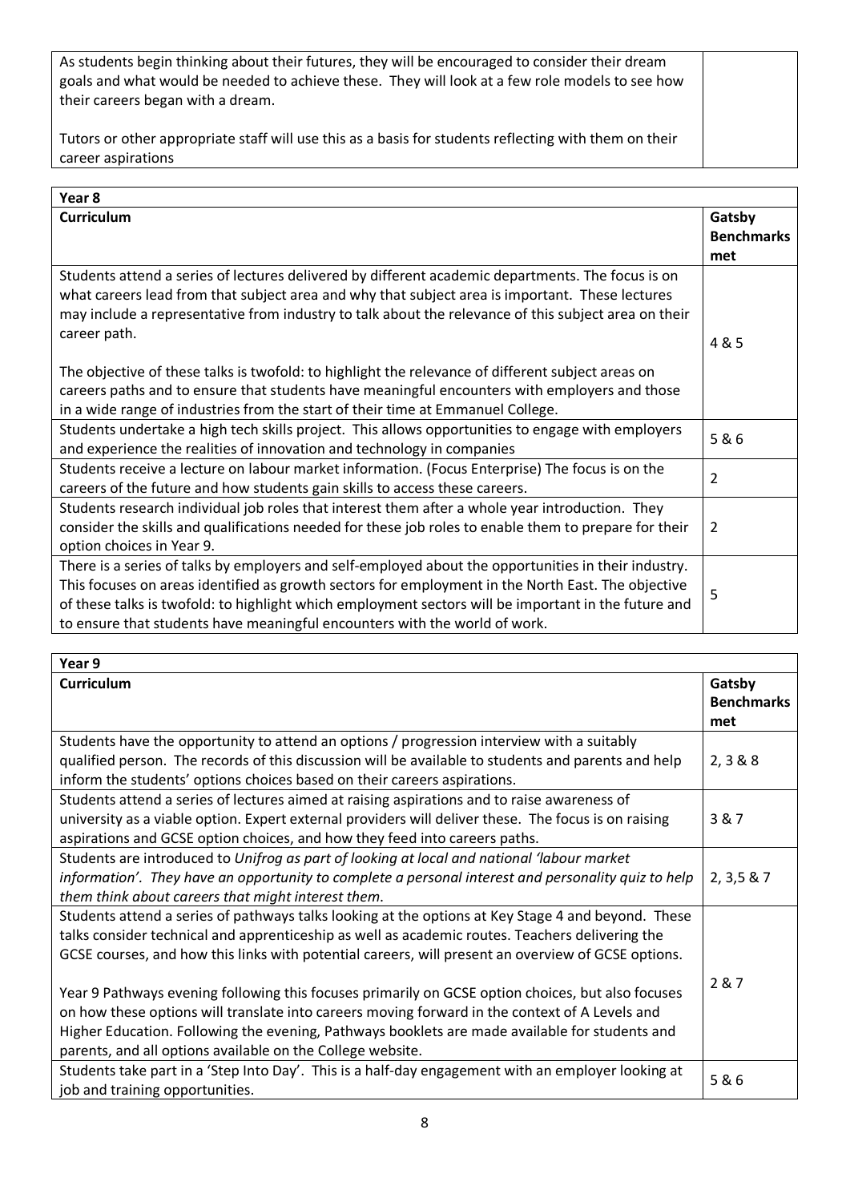| | |
|---|---|
| As students begin thinking about their futures, they will be encouraged to consider their dream goals and what would be needed to achieve these. They will look at a few role models to see how their careers began with a dream.<br><br>Tutors or other appropriate staff will use this as a basis for students reflecting with them on their career aspirations | |

| **Year 8** | |
|---|---|
| **Curriculum** | **Gatsby Benchmarks met** |
| Students attend a series of lectures delivered by different academic departments. The focus is on what careers lead from that subject area and why that subject area is important. These lectures may include a representative from industry to talk about the relevance of this subject area on their career path.<br><br>The objective of these talks is twofold: to highlight the relevance of different subject areas on careers paths and to ensure that students have meaningful encounters with employers and those in a wide range of industries from the start of their time at Emmanuel College. | 4 & 5 |
| Students undertake a high tech skills project. This allows opportunities to engage with employers and experience the realities of innovation and technology in companies | 5 & 6 |
| Students receive a lecture on labour market information. (Focus Enterprise) The focus is on the careers of the future and how students gain skills to access these careers. | 2 |
| Students research individual job roles that interest them after a whole year introduction. They consider the skills and qualifications needed for these job roles to enable them to prepare for their option choices in Year 9. | 2 |
| There is a series of talks by employers and self-employed about the opportunities in their industry. This focuses on areas identified as growth sectors for employment in the North East. The objective of these talks is twofold: to highlight which employment sectors will be important in the future and to ensure that students have meaningful encounters with the world of work. | 5 |

| **Year 9** | |
|---|---|
| **Curriculum** | **Gatsby Benchmarks met** |
| Students have the opportunity to attend an options / progression interview with a suitably qualified person. The records of this discussion will be available to students and parents and help inform the students' options choices based on their careers aspirations. | 2, 3 & 8 |
| Students attend a series of lectures aimed at raising aspirations and to raise awareness of university as a viable option. Expert external providers will deliver these. The focus is on raising aspirations and GCSE option choices, and how they feed into careers paths. | 3 & 7 |
| Students are introduced to *Unifrog as part of looking at local and national 'labour market information'. They have an opportunity to complete a personal interest and personality quiz to help them think about careers that might interest them.* | 2, 3,5 & 7 |
| Students attend a series of pathways talks looking at the options at Key Stage 4 and beyond. These talks consider technical and apprenticeship as well as academic routes. Teachers delivering the GCSE courses, and how this links with potential careers, will present an overview of GCSE options.<br><br>Year 9 Pathways evening following this focuses primarily on GCSE option choices, but also focuses on how these options will translate into careers moving forward in the context of A Levels and Higher Education. Following the evening, Pathways booklets are made available for students and parents, and all options available on the College website. | 2 & 7 |
| Students take part in a 'Step Into Day'. This is a half-day engagement with an employer looking at job and training opportunities. | 5 & 6 |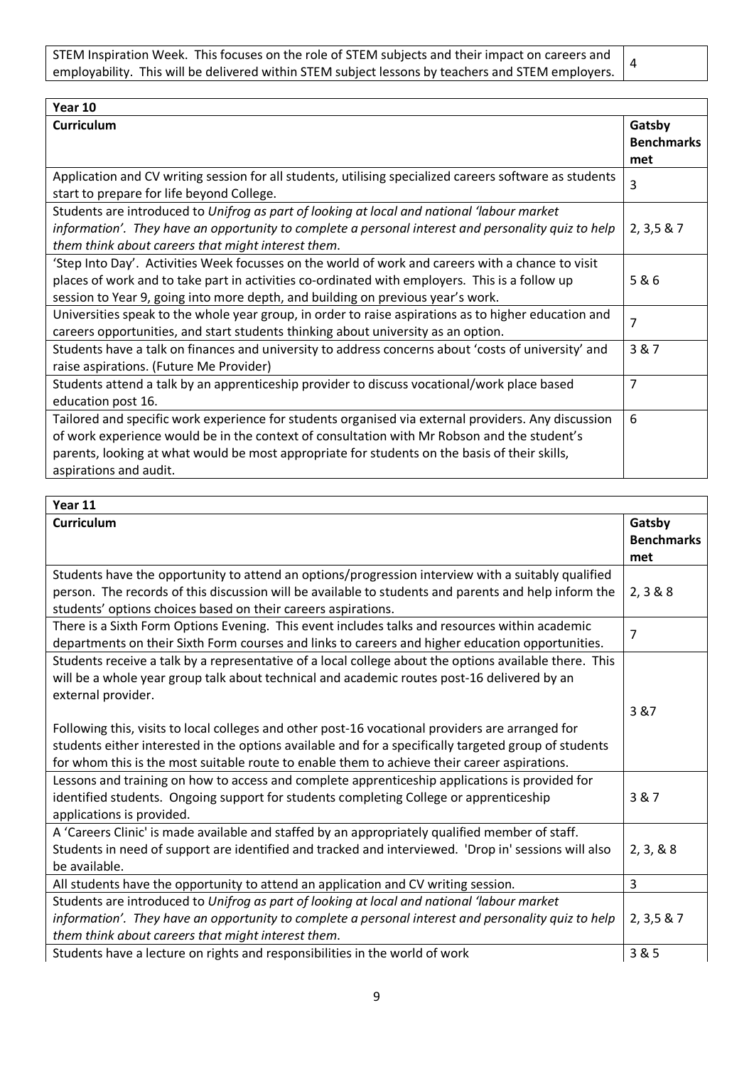| STEM Inspiration Week. This focuses on the role of STEM subjects and their impact on careers and employability. This will be delivered within STEM subject lessons by teachers and STEM employers. | 4 |
|---|---|

| Year 10 | |
|---|---|
| **Curriculum** | **Gatsby Benchmarks met** |
| Application and CV writing session for all students, utilising specialized careers software as students start to prepare for life beyond College. | 3 |
| Students are introduced to *Unifrog as part of looking at local and national 'labour market information'. They have an opportunity to complete a personal interest and personality quiz to help them think about careers that might interest them.* | 2, 3,5 & 7 |
| 'Step Into Day'. Activities Week focusses on the world of work and careers with a chance to visit places of work and to take part in activities co-ordinated with employers. This is a follow up session to Year 9, going into more depth, and building on previous year's work. | 5 & 6 |
| Universities speak to the whole year group, in order to raise aspirations as to higher education and careers opportunities, and start students thinking about university as an option. | 7 |
| Students have a talk on finances and university to address concerns about 'costs of university' and raise aspirations. (Future Me Provider) | 3 & 7 |
| Students attend a talk by an apprenticeship provider to discuss vocational/work place based education post 16. | 7 |
| Tailored and specific work experience for students organised via external providers. Any discussion of work experience would be in the context of consultation with Mr Robson and the student's parents, looking at what would be most appropriate for students on the basis of their skills, aspirations and audit. | 6 |

| Year 11 | |
|---|---|
| **Curriculum** | **Gatsby Benchmarks met** |
| Students have the opportunity to attend an options/progression interview with a suitably qualified person. The records of this discussion will be available to students and parents and help inform the students' options choices based on their careers aspirations. | 2, 3 & 8 |
| There is a Sixth Form Options Evening. This event includes talks and resources within academic departments on their Sixth Form courses and links to careers and higher education opportunities. | 7 |
| Students receive a talk by a representative of a local college about the options available there. This will be a whole year group talk about technical and academic routes post-16 delivered by an external provider.<br><br>Following this, visits to local colleges and other post-16 vocational providers are arranged for students either interested in the options available and for a specifically targeted group of students for whom this is the most suitable route to enable them to achieve their career aspirations. | 3 &7 |
| Lessons and training on how to access and complete apprenticeship applications is provided for identified students. Ongoing support for students completing College or apprenticeship applications is provided. | 3 & 7 |
| A 'Careers Clinic' is made available and staffed by an appropriately qualified member of staff. Students in need of support are identified and tracked and interviewed. 'Drop in' sessions will also be available. | 2, 3, & 8 |
| All students have the opportunity to attend an application and CV writing session. | 3 |
| Students are introduced to *Unifrog as part of looking at local and national 'labour market information'. They have an opportunity to complete a personal interest and personality quiz to help them think about careers that might interest them.* | 2, 3,5 & 7 |
| Students have a lecture on rights and responsibilities in the world of work | 3 & 5 |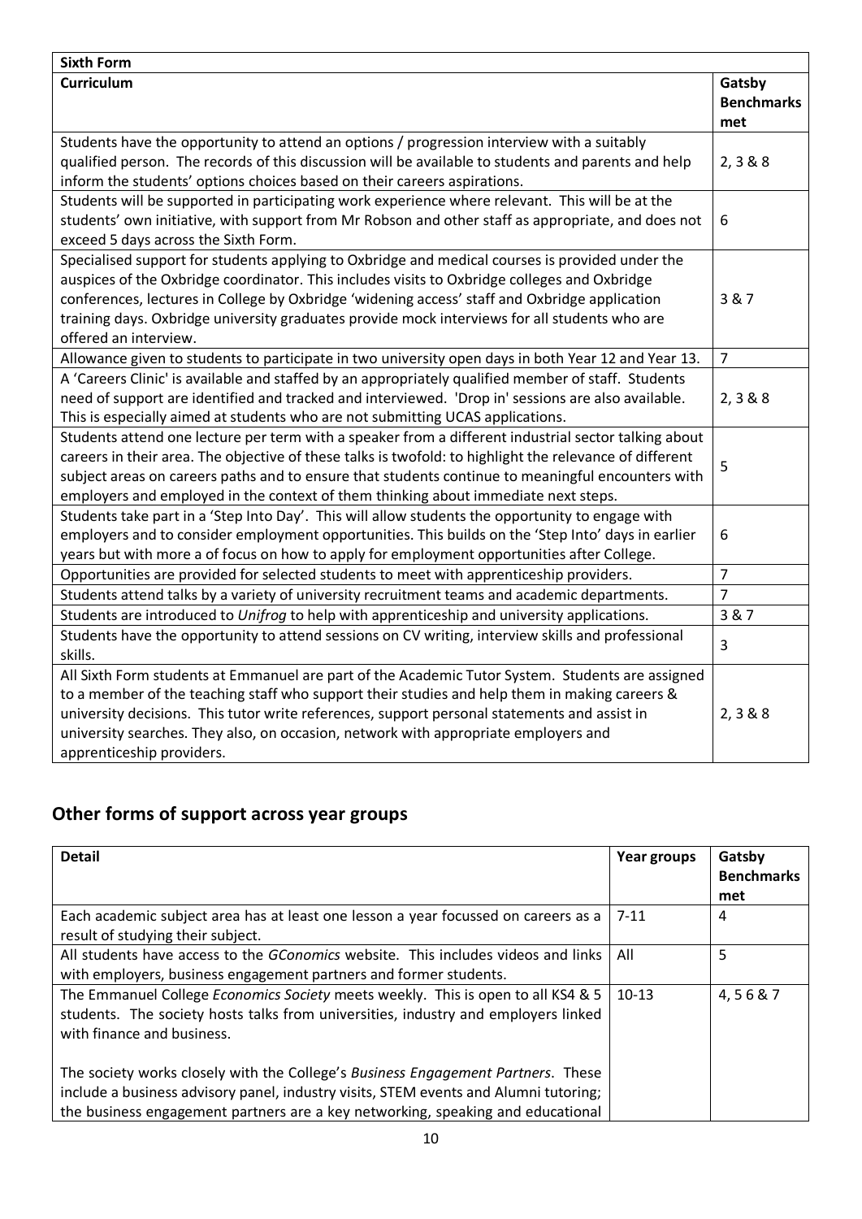| Sixth Form | |
|---|---|
| **Curriculum** | **Gatsby Benchmarks met** |
| Students have the opportunity to attend an options / progression interview with a suitably qualified person. The records of this discussion will be available to students and parents and help inform the students' options choices based on their careers aspirations. | 2, 3 & 8 |
| Students will be supported in participating work experience where relevant. This will be at the students' own initiative, with support from Mr Robson and other staff as appropriate, and does not exceed 5 days across the Sixth Form. | 6 |
| Specialised support for students applying to Oxbridge and medical courses is provided under the auspices of the Oxbridge coordinator. This includes visits to Oxbridge colleges and Oxbridge conferences, lectures in College by Oxbridge 'widening access' staff and Oxbridge application training days. Oxbridge university graduates provide mock interviews for all students who are offered an interview. | 3 & 7 |
| Allowance given to students to participate in two university open days in both Year 12 and Year 13. | 7 |
| A 'Careers Clinic' is available and staffed by an appropriately qualified member of staff. Students need of support are identified and tracked and interviewed. 'Drop in' sessions are also available. This is especially aimed at students who are not submitting UCAS applications. | 2, 3 & 8 |
| Students attend one lecture per term with a speaker from a different industrial sector talking about careers in their area. The objective of these talks is twofold: to highlight the relevance of different subject areas on careers paths and to ensure that students continue to meaningful encounters with employers and employed in the context of them thinking about immediate next steps. | 5 |
| Students take part in a 'Step Into Day'. This will allow students the opportunity to engage with employers and to consider employment opportunities. This builds on the 'Step Into' days in earlier years but with more a of focus on how to apply for employment opportunities after College. | 6 |
| Opportunities are provided for selected students to meet with apprenticeship providers. | 7 |
| Students attend talks by a variety of university recruitment teams and academic departments. | 7 |
| Students are introduced to *Unifrog* to help with apprenticeship and university applications. | 3 & 7 |
| Students have the opportunity to attend sessions on CV writing, interview skills and professional skills. | 3 |
| All Sixth Form students at Emmanuel are part of the Academic Tutor System. Students are assigned to a member of the teaching staff who support their studies and help them in making careers & university decisions. This tutor write references, support personal statements and assist in university searches. They also, on occasion, network with appropriate employers and apprenticeship providers. | 2, 3 & 8 |

## Other forms of support across year groups

| Detail | Year groups | Gatsby Benchmarks met |
|---|---|---|
| Each academic subject area has at least one lesson a year focussed on careers as a result of studying their subject. | 7-11 | 4 |
| All students have access to the *GConomics* website. This includes videos and links with employers, business engagement partners and former students. | All | 5 |
| The Emmanuel College *Economics Society* meets weekly. This is open to all KS4 & 5 students. The society hosts talks from universities, industry and employers linked with finance and business.<br><br>The society works closely with the College's *Business Engagement Partners*. These include a business advisory panel, industry visits, STEM events and Alumni tutoring; the business engagement partners are a key networking, speaking and educational | 10-13 | 4, 5 6 & 7 |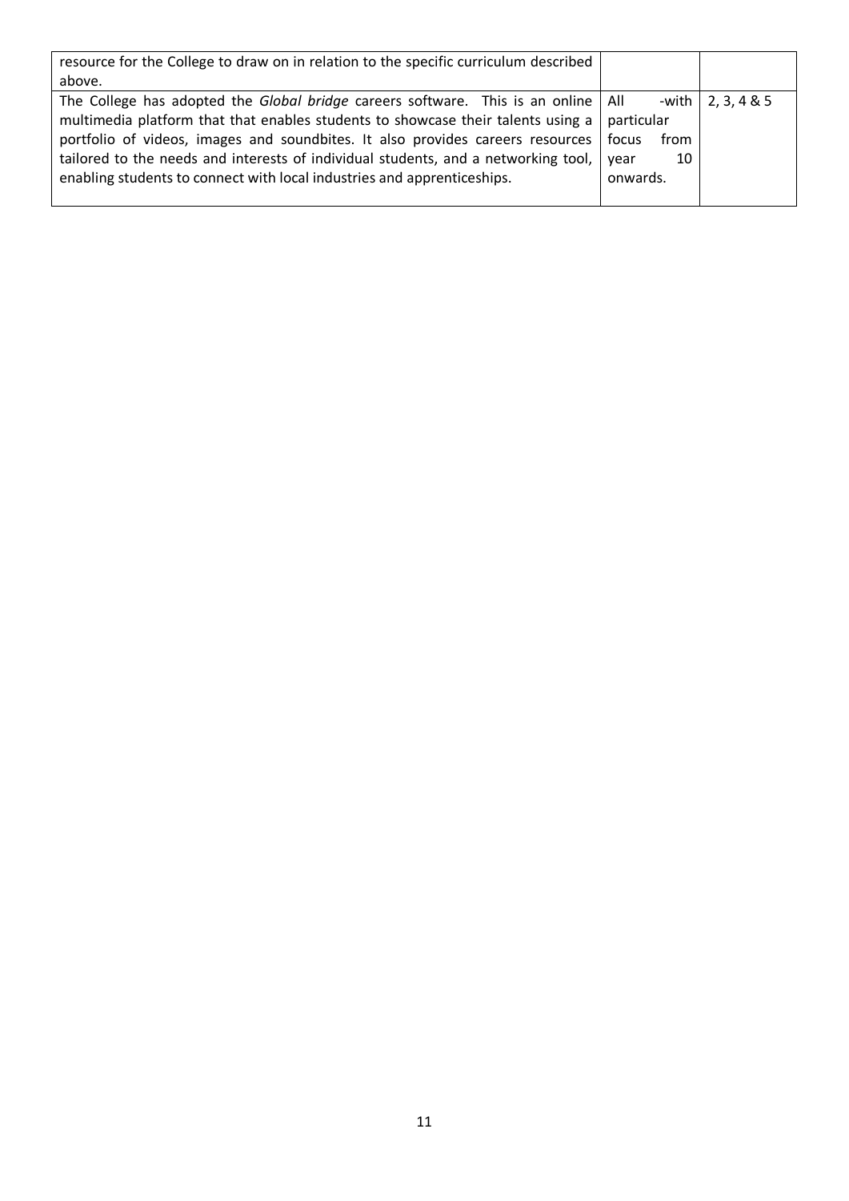| | | |
|---|---|---|
| resource for the College to draw on in relation to the specific curriculum described above. | | |
| The College has adopted the *Global bridge* careers software. This is an online multimedia platform that that enables students to showcase their talents using a portfolio of videos, images and soundbites. It also provides careers resources tailored to the needs and interests of individual students, and a networking tool, enabling students to connect with local industries and apprenticeships. | All -with particular focus from year 10 onwards. | 2, 3, 4 & 5 |